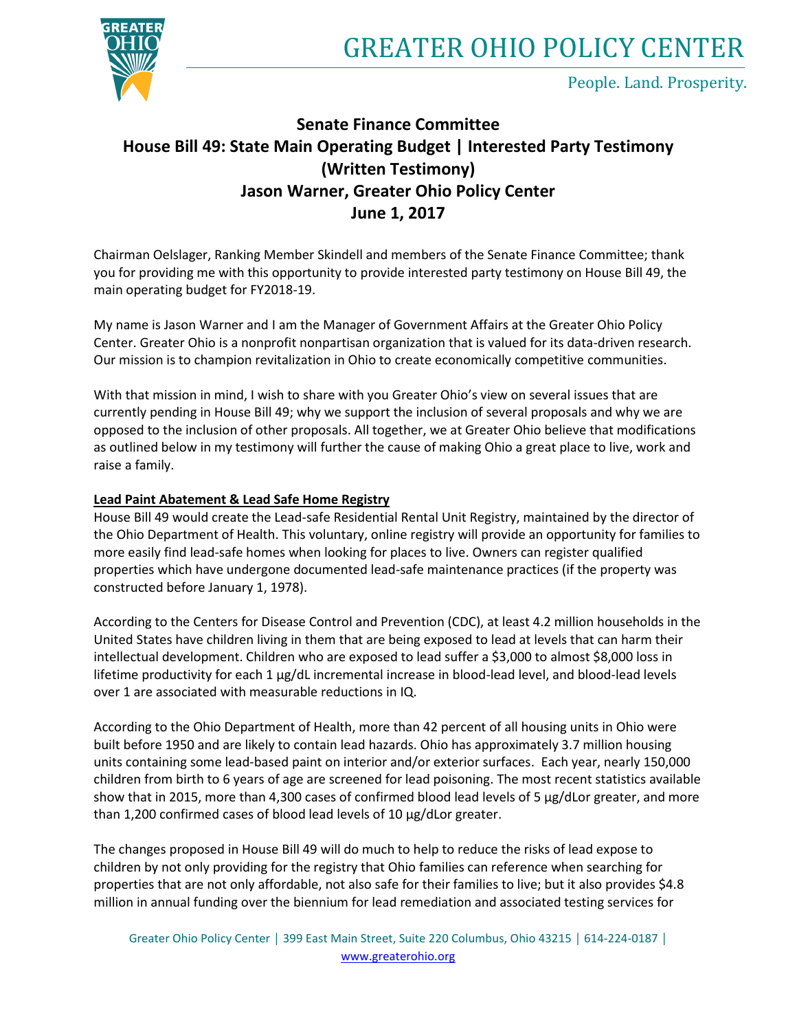# GREATER OHIO POLICY CENTER

People. Land. Prosperity.

## Senate Finance Committee
## House Bill 49: State Main Operating Budget | Interested Party Testimony (Written Testimony)
## Jason Warner, Greater Ohio Policy Center
## June 1, 2017

Chairman Oelslager, Ranking Member Skindell and members of the Senate Finance Committee; thank you for providing me with this opportunity to provide interested party testimony on House Bill 49, the main operating budget for FY2018-19.

My name is Jason Warner and I am the Manager of Government Affairs at the Greater Ohio Policy Center. Greater Ohio is a nonprofit nonpartisan organization that is valued for its data-driven research. Our mission is to champion revitalization in Ohio to create economically competitive communities.

With that mission in mind, I wish to share with you Greater Ohio's view on several issues that are currently pending in House Bill 49; why we support the inclusion of several proposals and why we are opposed to the inclusion of other proposals. All together, we at Greater Ohio believe that modifications as outlined below in my testimony will further the cause of making Ohio a great place to live, work and raise a family.

**Lead Paint Abatement & Lead Safe Home Registry**

House Bill 49 would create the Lead-safe Residential Rental Unit Registry, maintained by the director of the Ohio Department of Health. This voluntary, online registry will provide an opportunity for families to more easily find lead-safe homes when looking for places to live. Owners can register qualified properties which have undergone documented lead-safe maintenance practices (if the property was constructed before January 1, 1978).

According to the Centers for Disease Control and Prevention (CDC), at least 4.2 million households in the United States have children living in them that are being exposed to lead at levels that can harm their intellectual development. Children who are exposed to lead suffer a $3,000 to almost $8,000 loss in lifetime productivity for each 1 µg/dL incremental increase in blood-lead level, and blood-lead levels over 1 are associated with measurable reductions in IQ.

According to the Ohio Department of Health, more than 42 percent of all housing units in Ohio were built before 1950 and are likely to contain lead hazards. Ohio has approximately 3.7 million housing units containing some lead-based paint on interior and/or exterior surfaces. Each year, nearly 150,000 children from birth to 6 years of age are screened for lead poisoning. The most recent statistics available show that in 2015, more than 4,300 cases of confirmed blood lead levels of 5 µg/dLor greater, and more than 1,200 confirmed cases of blood lead levels of 10 µg/dLor greater.

The changes proposed in House Bill 49 will do much to help to reduce the risks of lead expose to children by not only providing for the registry that Ohio families can reference when searching for properties that are not only affordable, not also safe for their families to live; but it also provides $4.8 million in annual funding over the biennium for lead remediation and associated testing services for

Greater Ohio Policy Center | 399 East Main Street, Suite 220 Columbus, Ohio 43215 | 614-224-0187 | www.greaterohio.org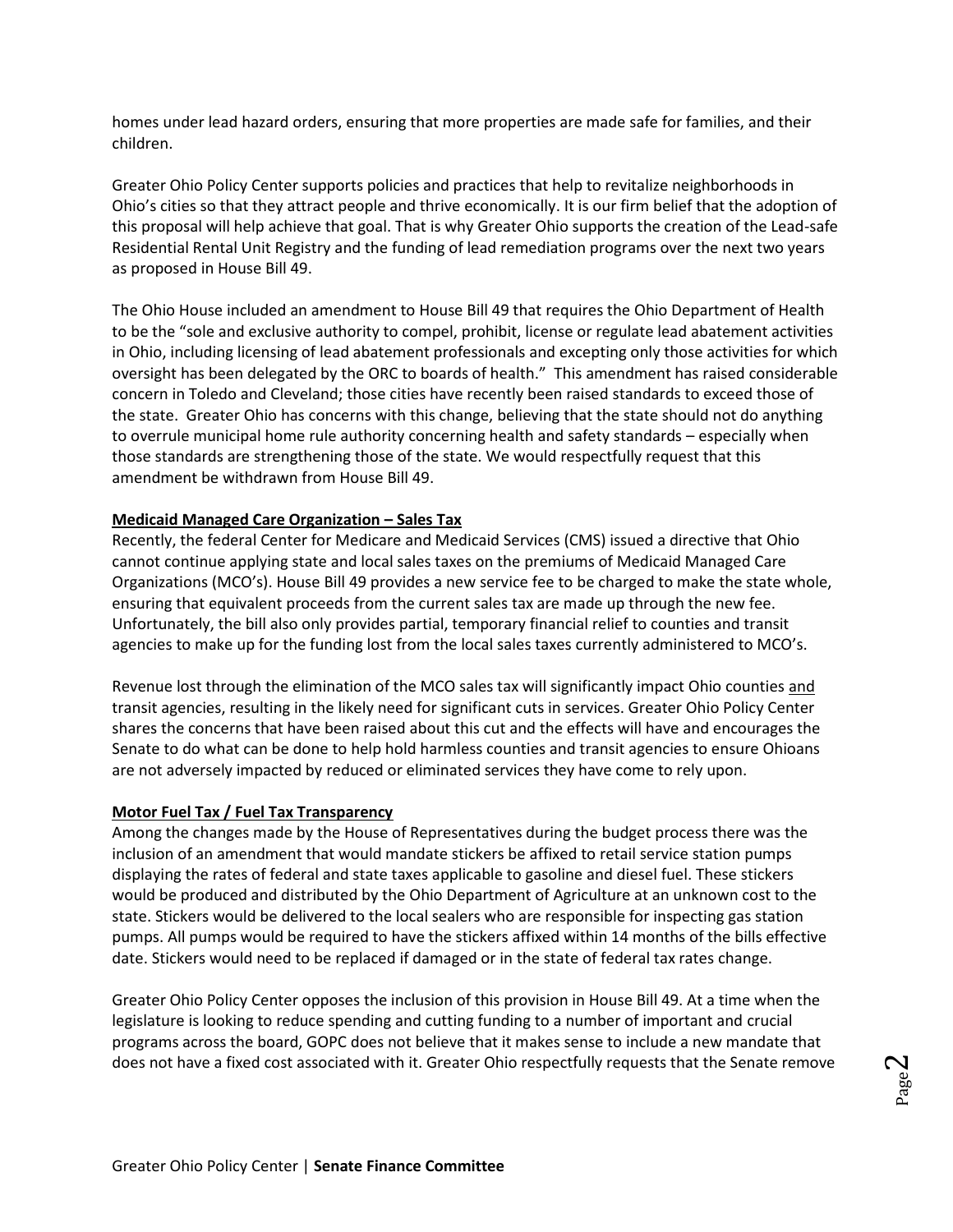homes under lead hazard orders, ensuring that more properties are made safe for families, and their children.

Greater Ohio Policy Center supports policies and practices that help to revitalize neighborhoods in Ohio's cities so that they attract people and thrive economically. It is our firm belief that the adoption of this proposal will help achieve that goal. That is why Greater Ohio supports the creation of the Lead-safe Residential Rental Unit Registry and the funding of lead remediation programs over the next two years as proposed in House Bill 49.

The Ohio House included an amendment to House Bill 49 that requires the Ohio Department of Health to be the "sole and exclusive authority to compel, prohibit, license or regulate lead abatement activities in Ohio, including licensing of lead abatement professionals and excepting only those activities for which oversight has been delegated by the ORC to boards of health." This amendment has raised considerable concern in Toledo and Cleveland; those cities have recently been raised standards to exceed those of the state. Greater Ohio has concerns with this change, believing that the state should not do anything to overrule municipal home rule authority concerning health and safety standards – especially when those standards are strengthening those of the state. We would respectfully request that this amendment be withdrawn from House Bill 49.

**Medicaid Managed Care Organization – Sales Tax**

Recently, the federal Center for Medicare and Medicaid Services (CMS) issued a directive that Ohio cannot continue applying state and local sales taxes on the premiums of Medicaid Managed Care Organizations (MCO's). House Bill 49 provides a new service fee to be charged to make the state whole, ensuring that equivalent proceeds from the current sales tax are made up through the new fee. Unfortunately, the bill also only provides partial, temporary financial relief to counties and transit agencies to make up for the funding lost from the local sales taxes currently administered to MCO's.

Revenue lost through the elimination of the MCO sales tax will significantly impact Ohio counties and transit agencies, resulting in the likely need for significant cuts in services. Greater Ohio Policy Center shares the concerns that have been raised about this cut and the effects will have and encourages the Senate to do what can be done to help hold harmless counties and transit agencies to ensure Ohioans are not adversely impacted by reduced or eliminated services they have come to rely upon.

**Motor Fuel Tax / Fuel Tax Transparency**

Among the changes made by the House of Representatives during the budget process there was the inclusion of an amendment that would mandate stickers be affixed to retail service station pumps displaying the rates of federal and state taxes applicable to gasoline and diesel fuel. These stickers would be produced and distributed by the Ohio Department of Agriculture at an unknown cost to the state. Stickers would be delivered to the local sealers who are responsible for inspecting gas station pumps. All pumps would be required to have the stickers affixed within 14 months of the bills effective date. Stickers would need to be replaced if damaged or in the state of federal tax rates change.

Greater Ohio Policy Center opposes the inclusion of this provision in House Bill 49. At a time when the legislature is looking to reduce spending and cutting funding to a number of important and crucial programs across the board, GOPC does not believe that it makes sense to include a new mandate that does not have a fixed cost associated with it. Greater Ohio respectfully requests that the Senate remove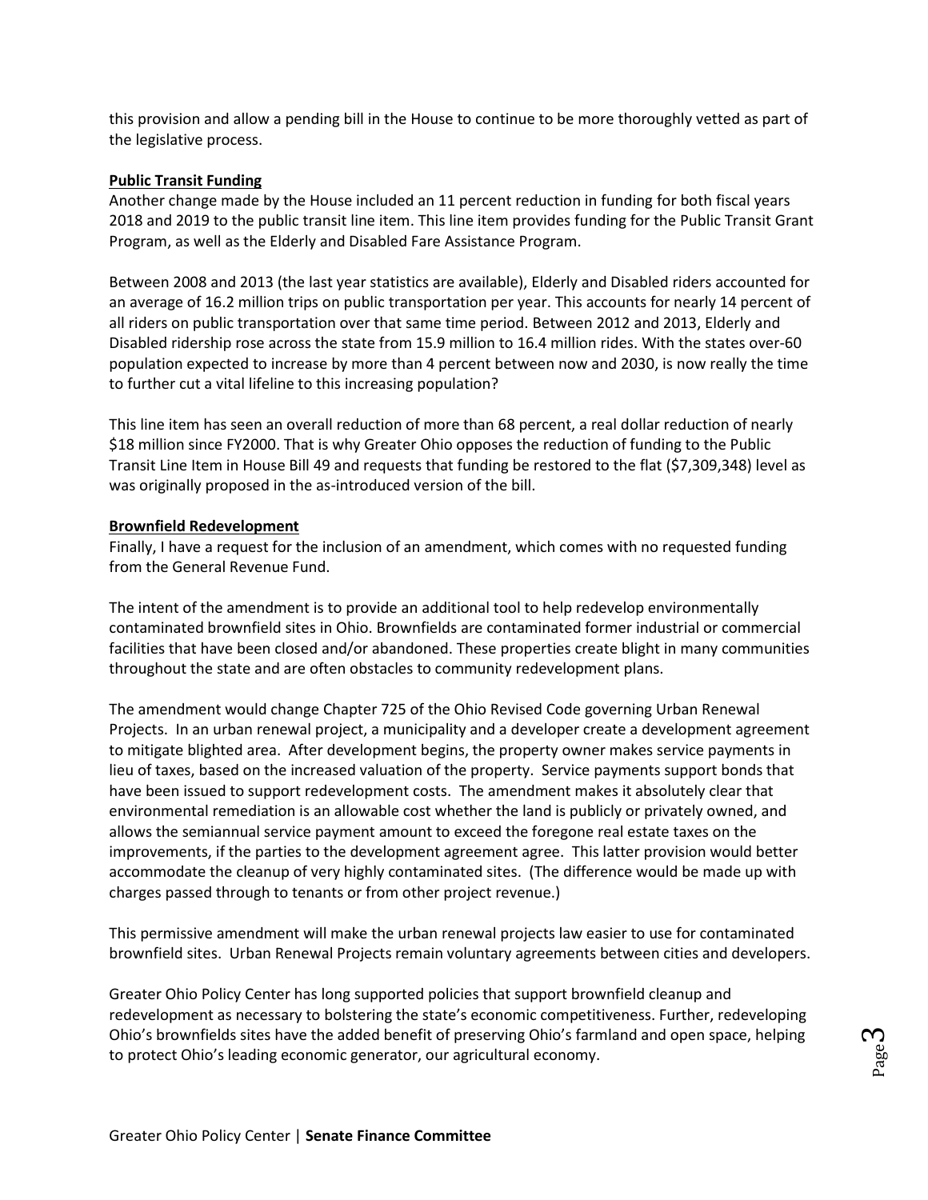this provision and allow a pending bill in the House to continue to be more thoroughly vetted as part of the legislative process.

**Public Transit Funding**

Another change made by the House included an 11 percent reduction in funding for both fiscal years 2018 and 2019 to the public transit line item. This line item provides funding for the Public Transit Grant Program, as well as the Elderly and Disabled Fare Assistance Program.

Between 2008 and 2013 (the last year statistics are available), Elderly and Disabled riders accounted for an average of 16.2 million trips on public transportation per year. This accounts for nearly 14 percent of all riders on public transportation over that same time period. Between 2012 and 2013, Elderly and Disabled ridership rose across the state from 15.9 million to 16.4 million rides. With the states over-60 population expected to increase by more than 4 percent between now and 2030, is now really the time to further cut a vital lifeline to this increasing population?

This line item has seen an overall reduction of more than 68 percent, a real dollar reduction of nearly $18 million since FY2000. That is why Greater Ohio opposes the reduction of funding to the Public Transit Line Item in House Bill 49 and requests that funding be restored to the flat ($7,309,348) level as was originally proposed in the as-introduced version of the bill.

**Brownfield Redevelopment**

Finally, I have a request for the inclusion of an amendment, which comes with no requested funding from the General Revenue Fund.

The intent of the amendment is to provide an additional tool to help redevelop environmentally contaminated brownfield sites in Ohio. Brownfields are contaminated former industrial or commercial facilities that have been closed and/or abandoned. These properties create blight in many communities throughout the state and are often obstacles to community redevelopment plans.

The amendment would change Chapter 725 of the Ohio Revised Code governing Urban Renewal Projects. In an urban renewal project, a municipality and a developer create a development agreement to mitigate blighted area. After development begins, the property owner makes service payments in lieu of taxes, based on the increased valuation of the property. Service payments support bonds that have been issued to support redevelopment costs. The amendment makes it absolutely clear that environmental remediation is an allowable cost whether the land is publicly or privately owned, and allows the semiannual service payment amount to exceed the foregone real estate taxes on the improvements, if the parties to the development agreement agree. This latter provision would better accommodate the cleanup of very highly contaminated sites. (The difference would be made up with charges passed through to tenants or from other project revenue.)

This permissive amendment will make the urban renewal projects law easier to use for contaminated brownfield sites. Urban Renewal Projects remain voluntary agreements between cities and developers.

Greater Ohio Policy Center has long supported policies that support brownfield cleanup and redevelopment as necessary to bolstering the state's economic competitiveness. Further, redeveloping Ohio's brownfields sites have the added benefit of preserving Ohio's farmland and open space, helping to protect Ohio's leading economic generator, our agricultural economy.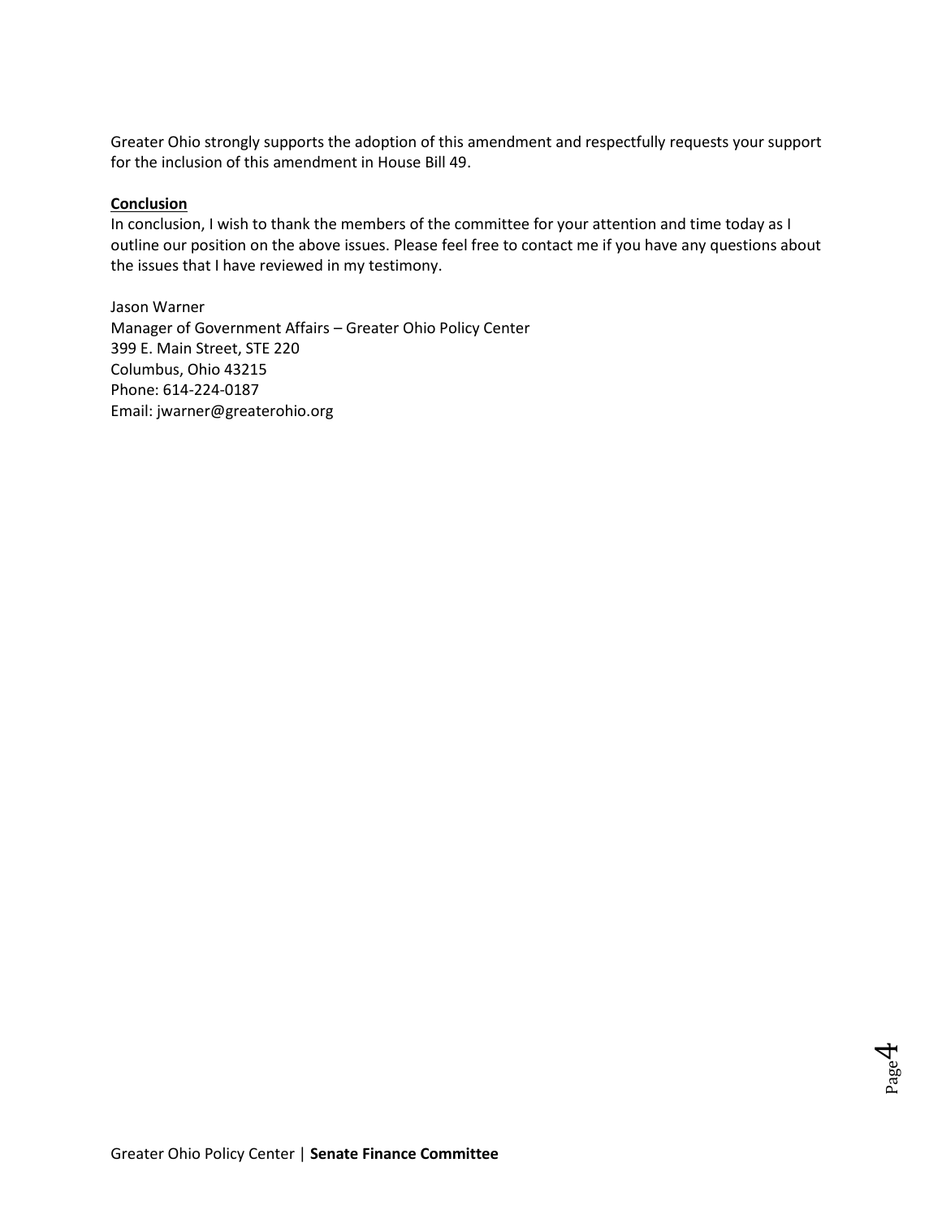Greater Ohio strongly supports the adoption of this amendment and respectfully requests your support for the inclusion of this amendment in House Bill 49.

**Conclusion**

In conclusion, I wish to thank the members of the committee for your attention and time today as I outline our position on the above issues. Please feel free to contact me if you have any questions about the issues that I have reviewed in my testimony.

Jason Warner
Manager of Government Affairs – Greater Ohio Policy Center
399 E. Main Street, STE 220
Columbus, Ohio 43215
Phone: 614-224-0187
Email: jwarner@greaterohio.org